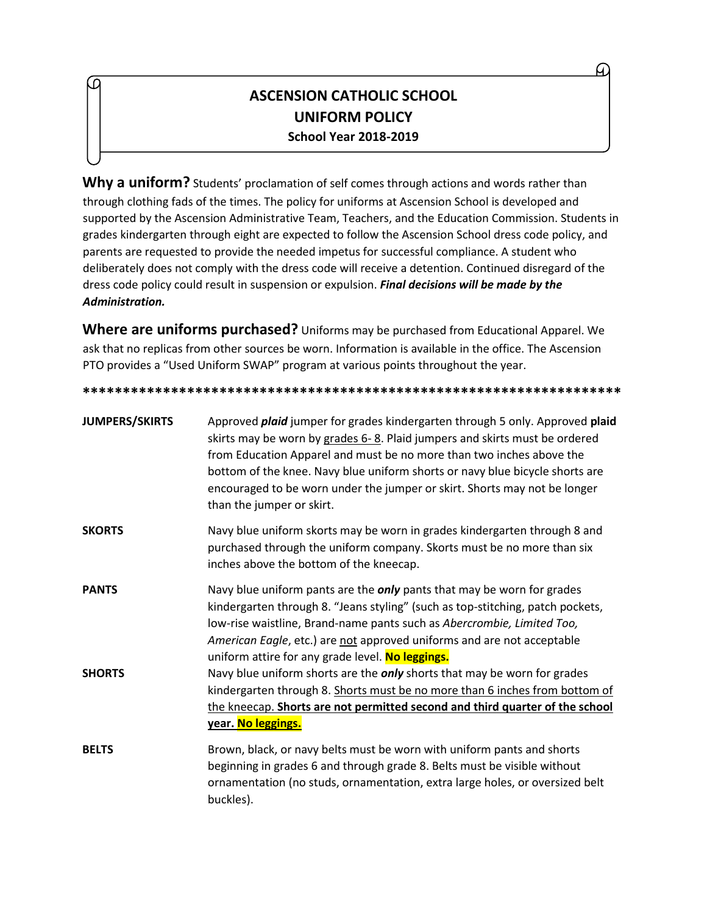# ASCENSION CATHOLIC SCHOOL
## UNIFORM POLICY
### School Year 2018-2019

**Why a uniform?** Students' proclamation of self comes through actions and words rather than through clothing fads of the times. The policy for uniforms at Ascension School is developed and supported by the Ascension Administrative Team, Teachers, and the Education Commission. Students in grades kindergarten through eight are expected to follow the Ascension School dress code policy, and parents are requested to provide the needed impetus for successful compliance. A student who deliberately does not comply with the dress code will receive a detention. Continued disregard of the dress code policy could result in suspension or expulsion. ***Final decisions will be made by the Administration.***

**Where are uniforms purchased?** Uniforms may be purchased from Educational Apparel. We ask that no replicas from other sources be worn. Information is available in the office. The Ascension PTO provides a "Used Uniform SWAP" program at various points throughout the year.

******************************************************************

**JUMPERS/SKIRTS**
Approved ***plaid*** jumper for grades kindergarten through 5 only. Approved **plaid** skirts may be worn by grades 6- 8. Plaid jumpers and skirts must be ordered from Education Apparel and must be no more than two inches above the bottom of the knee. Navy blue uniform shorts or navy blue bicycle shorts are encouraged to be worn under the jumper or skirt. Shorts may not be longer than the jumper or skirt.

**SKORTS**
Navy blue uniform skorts may be worn in grades kindergarten through 8 and purchased through the uniform company. Skorts must be no more than six inches above the bottom of the kneecap.

**PANTS**
Navy blue uniform pants are the ***only*** pants that may be worn for grades kindergarten through 8. "Jeans styling" (such as top-stitching, patch pockets, low-rise waistline, Brand-name pants such as *Abercrombie, Limited Too, American Eagle*, etc.) are not approved uniforms and are not acceptable uniform attire for any grade level. **No leggings.**

**SHORTS**
Navy blue uniform shorts are the ***only*** shorts that may be worn for grades kindergarten through 8. Shorts must be no more than 6 inches from bottom of the kneecap. **Shorts are not permitted second and third quarter of the school year. No leggings.**

**BELTS**
Brown, black, or navy belts must be worn with uniform pants and shorts beginning in grades 6 and through grade 8. Belts must be visible without ornamentation (no studs, ornamentation, extra large holes, or oversized belt buckles).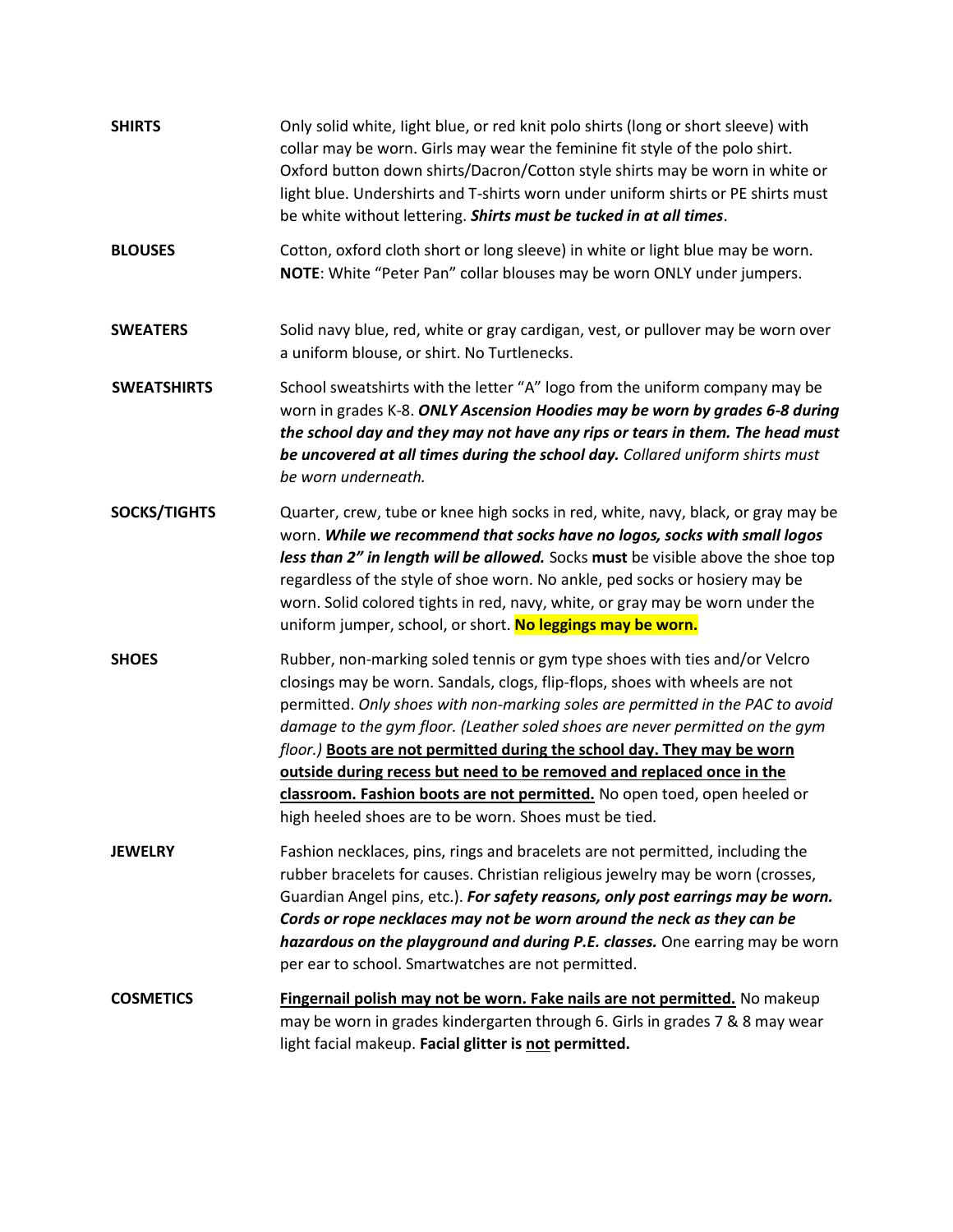**SHIRTS**

Only solid white, light blue, or red knit polo shirts (long or short sleeve) with collar may be worn. Girls may wear the feminine fit style of the polo shirt. Oxford button down shirts/Dacron/Cotton style shirts may be worn in white or light blue. Undershirts and T-shirts worn under uniform shirts or PE shirts must be white without lettering. ***Shirts must be tucked in at all times***.

**BLOUSES**

Cotton, oxford cloth short or long sleeve) in white or light blue may be worn. **NOTE**: White "Peter Pan" collar blouses may be worn ONLY under jumpers.

**SWEATERS**

Solid navy blue, red, white or gray cardigan, vest, or pullover may be worn over a uniform blouse, or shirt. No Turtlenecks.

**SWEATSHIRTS**

School sweatshirts with the letter "A" logo from the uniform company may be worn in grades K-8. ***ONLY Ascension Hoodies may be worn by grades 6-8 during the school day and they may not have any rips or tears in them. The head must be uncovered at all times during the school day.*** *Collared uniform shirts must be worn underneath.*

**SOCKS/TIGHTS**

Quarter, crew, tube or knee high socks in red, white, navy, black, or gray may be worn. ***While we recommend that socks have no logos, socks with small logos less than 2" in length will be allowed.*** Socks **must** be visible above the shoe top regardless of the style of shoe worn. No ankle, ped socks or hosiery may be worn. Solid colored tights in red, navy, white, or gray may be worn under the uniform jumper, school, or short. **No leggings may be worn.**

**SHOES**

Rubber, non-marking soled tennis or gym type shoes with ties and/or Velcro closings may be worn. Sandals, clogs, flip-flops, shoes with wheels are not permitted. *Only shoes with non-marking soles are permitted in the PAC to avoid damage to the gym floor. (Leather soled shoes are never permitted on the gym floor.)* **Boots are not permitted during the school day. They may be worn outside during recess but need to be removed and replaced once in the classroom. Fashion boots are not permitted.** No open toed, open heeled or high heeled shoes are to be worn. Shoes must be tied.

**JEWELRY**

Fashion necklaces, pins, rings and bracelets are not permitted, including the rubber bracelets for causes. Christian religious jewelry may be worn (crosses, Guardian Angel pins, etc.). ***For safety reasons, only post earrings may be worn. Cords or rope necklaces may not be worn around the neck as they can be hazardous on the playground and during P.E. classes.*** One earring may be worn per ear to school. Smartwatches are not permitted.

**COSMETICS**

**Fingernail polish may not be worn. Fake nails are not permitted.** No makeup may be worn in grades kindergarten through 6. Girls in grades 7 & 8 may wear light facial makeup. **Facial glitter is not permitted.**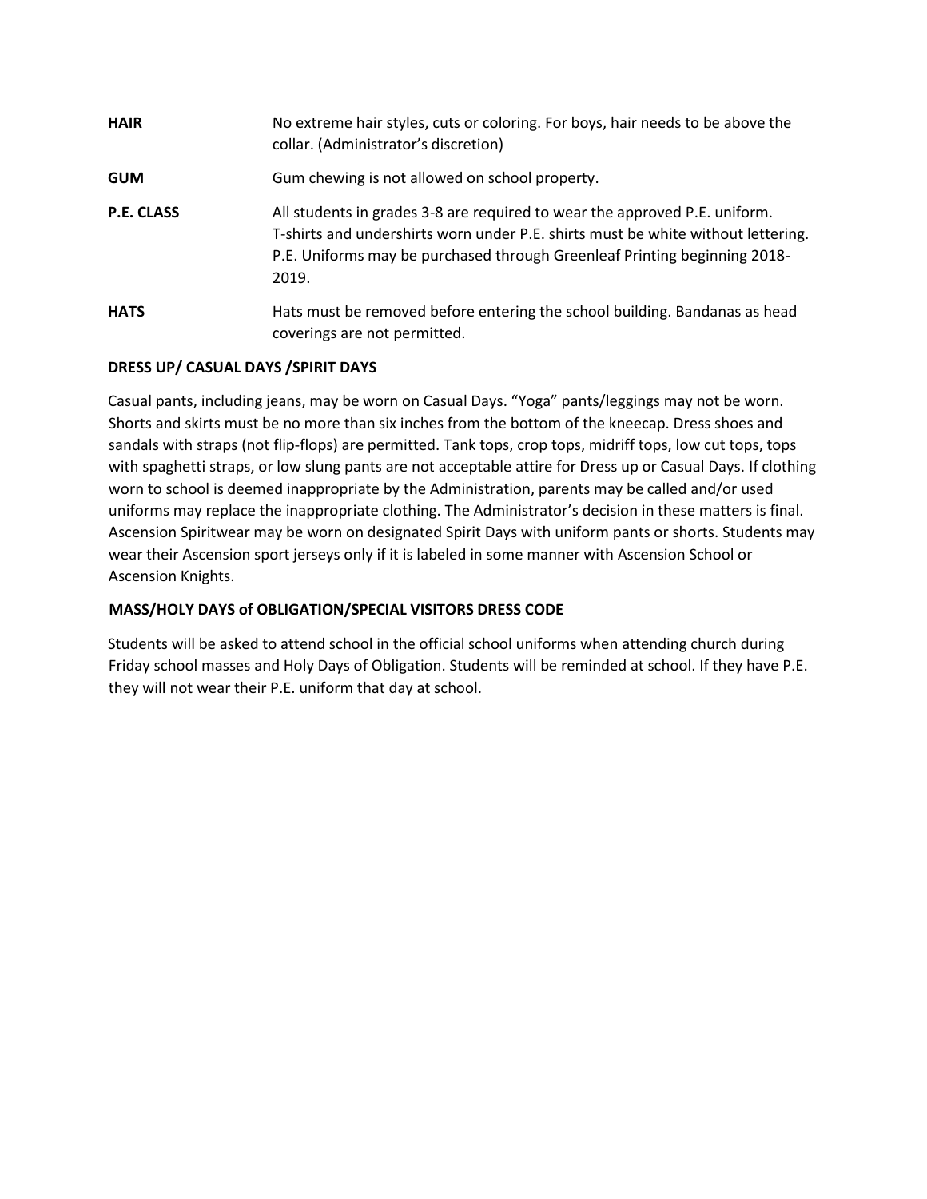| | |
|---|---|
| **HAIR** | No extreme hair styles, cuts or coloring. For boys, hair needs to be above the collar. (Administrator's discretion) |
| **GUM** | Gum chewing is not allowed on school property. |
| **P.E. CLASS** | All students in grades 3-8 are required to wear the approved P.E. uniform. T-shirts and undershirts worn under P.E. shirts must be white without lettering. P.E. Uniforms may be purchased through Greenleaf Printing beginning 2018-2019. |
| **HATS** | Hats must be removed before entering the school building. Bandanas as head coverings are not permitted. |

**DRESS UP/ CASUAL DAYS /SPIRIT DAYS**

Casual pants, including jeans, may be worn on Casual Days. "Yoga" pants/leggings may not be worn. Shorts and skirts must be no more than six inches from the bottom of the kneecap. Dress shoes and sandals with straps (not flip-flops) are permitted. Tank tops, crop tops, midriff tops, low cut tops, tops with spaghetti straps, or low slung pants are not acceptable attire for Dress up or Casual Days. If clothing worn to school is deemed inappropriate by the Administration, parents may be called and/or used uniforms may replace the inappropriate clothing. The Administrator's decision in these matters is final. Ascension Spiritwear may be worn on designated Spirit Days with uniform pants or shorts. Students may wear their Ascension sport jerseys only if it is labeled in some manner with Ascension School or Ascension Knights.

**MASS/HOLY DAYS of OBLIGATION/SPECIAL VISITORS DRESS CODE**

Students will be asked to attend school in the official school uniforms when attending church during Friday school masses and Holy Days of Obligation. Students will be reminded at school. If they have P.E. they will not wear their P.E. uniform that day at school.